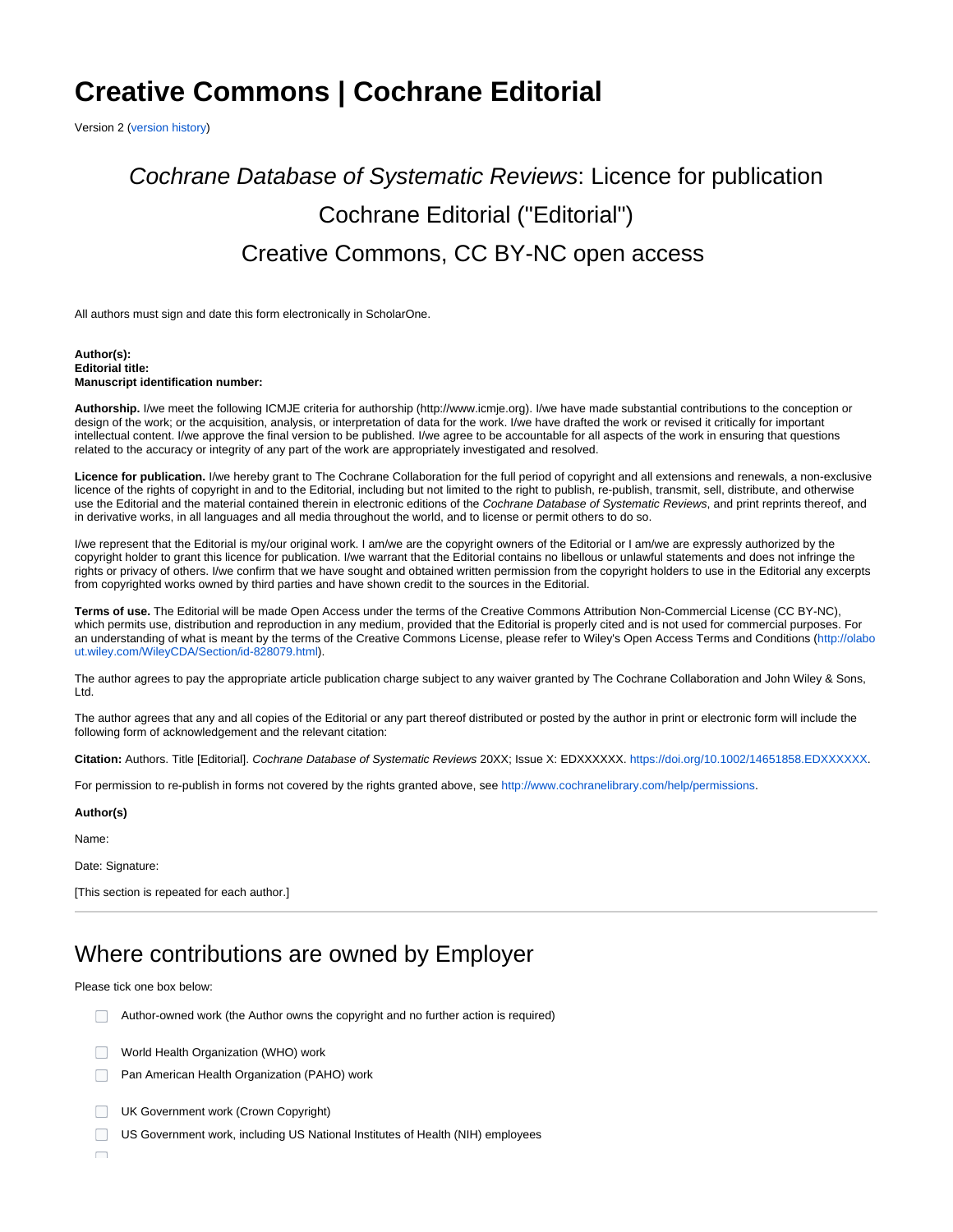# Creative Commons | Cochrane Editorial

Version 2 (version history)

## *Cochrane Database of Systematic Reviews*: Licence for publication

## Cochrane Editorial ("Editorial")

## Creative Commons, CC BY-NC open access

All authors must sign and date this form electronically in ScholarOne.

**Author(s):**
**Editorial title:**
**Manuscript identification number:**

**Authorship.** I/we meet the following ICMJE criteria for authorship (http://www.icmje.org). I/we have made substantial contributions to the conception or design of the work; or the acquisition, analysis, or interpretation of data for the work. I/we have drafted the work or revised it critically for important intellectual content. I/we approve the final version to be published. I/we agree to be accountable for all aspects of the work in ensuring that questions related to the accuracy or integrity of any part of the work are appropriately investigated and resolved.

**Licence for publication.** I/we hereby grant to The Cochrane Collaboration for the full period of copyright and all extensions and renewals, a non-exclusive licence of the rights of copyright in and to the Editorial, including but not limited to the right to publish, re-publish, transmit, sell, distribute, and otherwise use the Editorial and the material contained therein in electronic editions of the *Cochrane Database of Systematic Reviews*, and print reprints thereof, and in derivative works, in all languages and all media throughout the world, and to license or permit others to do so.

I/we represent that the Editorial is my/our original work. I am/we are the copyright owners of the Editorial or I am/we are expressly authorized by the copyright holder to grant this licence for publication. I/we warrant that the Editorial contains no libellous or unlawful statements and does not infringe the rights or privacy of others. I/we confirm that we have sought and obtained written permission from the copyright holders to use in the Editorial any excerpts from copyrighted works owned by third parties and have shown credit to the sources in the Editorial.

**Terms of use.** The Editorial will be made Open Access under the terms of the Creative Commons Attribution Non-Commercial License (CC BY-NC), which permits use, distribution and reproduction in any medium, provided that the Editorial is properly cited and is not used for commercial purposes. For an understanding of what is meant by the terms of the Creative Commons License, please refer to Wiley's Open Access Terms and Conditions (http://olabout.wiley.com/WileyCDA/Section/id-828079.html).

The author agrees to pay the appropriate article publication charge subject to any waiver granted by The Cochrane Collaboration and John Wiley & Sons, Ltd.

The author agrees that any and all copies of the Editorial or any part thereof distributed or posted by the author in print or electronic form will include the following form of acknowledgement and the relevant citation:

**Citation:** Authors. Title [Editorial]. *Cochrane Database of Systematic Reviews* 20XX; Issue X: EDXXXXXX. https://doi.org/10.1002/14651858.EDXXXXXX.

For permission to re-publish in forms not covered by the rights granted above, see http://www.cochranelibrary.com/help/permissions.

**Author(s)**

Name:

Date: Signature:

[This section is repeated for each author.]

---

## Where contributions are owned by Employer

Please tick one box below:

- ☐ Author-owned work (the Author owns the copyright and no further action is required)
- ☐ World Health Organization (WHO) work
- ☐ Pan American Health Organization (PAHO) work
- ☐ UK Government work (Crown Copyright)
- ☐ US Government work, including US National Institutes of Health (NIH) employees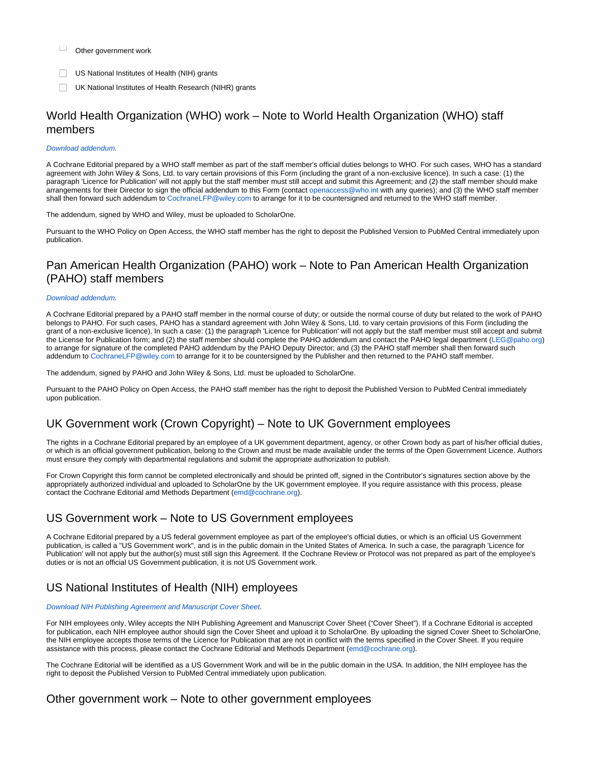- [ ] Other government work
- [ ] US National Institutes of Health (NIH) grants
- [ ] UK National Institutes of Health Research (NIHR) grants

## World Health Organization (WHO) work – Note to World Health Organization (WHO) staff members

*Download addendum.*

A Cochrane Editorial prepared by a WHO staff member as part of the staff member's official duties belongs to WHO. For such cases, WHO has a standard agreement with John Wiley & Sons, Ltd. to vary certain provisions of this Form (including the grant of a non-exclusive licence). In such a case: (1) the paragraph 'Licence for Publication' will not apply but the staff member must still accept and submit this Agreement; and (2) the staff member should make arrangements for their Director to sign the official addendum to this Form (contact openaccess@who.int with any queries); and (3) the WHO staff member shall then forward such addendum to CochraneLFP@wiley.com to arrange for it to be countersigned and returned to the WHO staff member.

The addendum, signed by WHO and Wiley, must be uploaded to ScholarOne.

Pursuant to the WHO Policy on Open Access, the WHO staff member has the right to deposit the Published Version to PubMed Central immediately upon publication.

## Pan American Health Organization (PAHO) work – Note to Pan American Health Organization (PAHO) staff members

*Download addendum.*

A Cochrane Editorial prepared by a PAHO staff member in the normal course of duty; or outside the normal course of duty but related to the work of PAHO belongs to PAHO. For such cases, PAHO has a standard agreement with John Wiley & Sons, Ltd. to vary certain provisions of this Form (including the grant of a non-exclusive licence). In such a case: (1) the paragraph 'Licence for Publication' will not apply but the staff member must still accept and submit the License for Publication form; and (2) the staff member should complete the PAHO addendum and contact the PAHO legal department (LEG@paho.org) to arrange for signature of the completed PAHO addendum by the PAHO Deputy Director; and (3) the PAHO staff member shall then forward such addendum to CochraneLFP@wiley.com to arrange for it to be countersigned by the Publisher and then returned to the PAHO staff member.

The addendum, signed by PAHO and John Wiley & Sons, Ltd. must be uploaded to ScholarOne.

Pursuant to the PAHO Policy on Open Access, the PAHO staff member has the right to deposit the Published Version to PubMed Central immediately upon publication.

## UK Government work (Crown Copyright) – Note to UK Government employees

The rights in a Cochrane Editorial prepared by an employee of a UK government department, agency, or other Crown body as part of his/her official duties, or which is an official government publication, belong to the Crown and must be made available under the terms of the Open Government Licence. Authors must ensure they comply with departmental regulations and submit the appropriate authorization to publish.

For Crown Copyright this form cannot be completed electronically and should be printed off, signed in the Contributor's signatures section above by the appropriately authorized individual and uploaded to ScholarOne by the UK government employee. If you require assistance with this process, please contact the Cochrane Editorial amd Methods Department (emd@cochrane.org).

## US Government work – Note to US Government employees

A Cochrane Editorial prepared by a US federal government employee as part of the employee's official duties, or which is an official US Government publication, is called a "US Government work", and is in the public domain in the United States of America. In such a case, the paragraph 'Licence for Publication' will not apply but the author(s) must still sign this Agreement. If the Cochrane Review or Protocol was not prepared as part of the employee's duties or is not an official US Government publication, it is not US Government work.

## US National Institutes of Health (NIH) employees

*Download NIH Publishing Agreement and Manuscript Cover Sheet.*

For NIH employees only, Wiley accepts the NIH Publishing Agreement and Manuscript Cover Sheet ("Cover Sheet"). If a Cochrane Editorial is accepted for publication, each NIH employee author should sign the Cover Sheet and upload it to ScholarOne. By uploading the signed Cover Sheet to ScholarOne, the NIH employee accepts those terms of the Licence for Publication that are not in conflict with the terms specified in the Cover Sheet. If you require assistance with this process, please contact the Cochrane Editorial and Methods Department (emd@cochrane.org).

The Cochrane Editorial will be identified as a US Government Work and will be in the public domain in the USA. In addition, the NIH employee has the right to deposit the Published Version to PubMed Central immediately upon publication.

## Other government work – Note to other government employees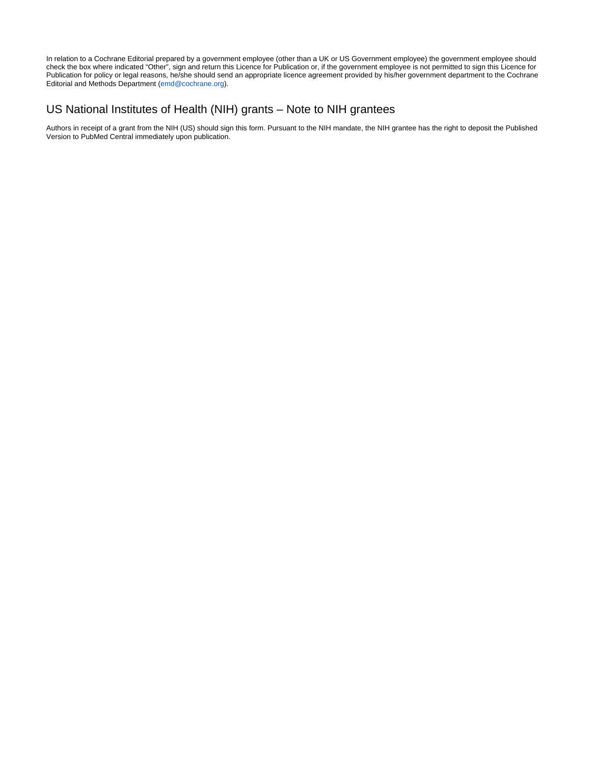In relation to a Cochrane Editorial prepared by a government employee (other than a UK or US Government employee) the government employee should check the box where indicated "Other", sign and return this Licence for Publication or, if the government employee is not permitted to sign this Licence for Publication for policy or legal reasons, he/she should send an appropriate licence agreement provided by his/her government department to the Cochrane Editorial and Methods Department (emd@cochrane.org).

## US National Institutes of Health (NIH) grants – Note to NIH grantees

Authors in receipt of a grant from the NIH (US) should sign this form. Pursuant to the NIH mandate, the NIH grantee has the right to deposit the Published Version to PubMed Central immediately upon publication.